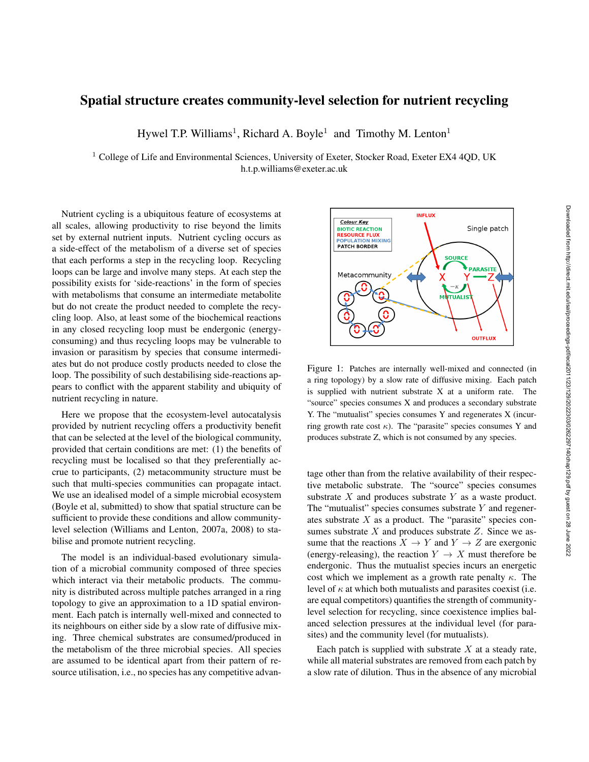# Spatial structure creates community-level selection for nutrient recycling

Hywel T.P. Williams[1], Richard A. Boyle[1] and Timothy M. Lenton[1]

[1] College of Life and Environmental Sciences, University of Exeter, Stocker Road, Exeter EX4 4QD, UK
h.t.p.williams@exeter.ac.uk

Nutrient cycling is a ubiquitous feature of ecosystems at all scales, allowing productivity to rise beyond the limits set by external nutrient inputs. Nutrient cycling occurs as a side-effect of the metabolism of a diverse set of species that each performs a step in the recycling loop. Recycling loops can be large and involve many steps. At each step the possibility exists for 'side-reactions' in the form of species with metabolisms that consume an intermediate metabolite but do not create the product needed to complete the recycling loop. Also, at least some of the biochemical reactions in any closed recycling loop must be endergonic (energy-consuming) and thus recycling loops may be vulnerable to invasion or parasitism by species that consume intermediates but do not produce costly products needed to close the loop. The possibility of such destabilising side-reactions appears to conflict with the apparent stability and ubiquity of nutrient recycling in nature.

Here we propose that the ecosystem-level autocatalysis provided by nutrient recycling offers a productivity benefit that can be selected at the level of the biological community, provided that certain conditions are met: (1) the benefits of recycling must be localised so that they preferentially accrue to participants, (2) metacommunity structure must be such that multi-species communities can propagate intact. We use an idealised model of a simple microbial ecosystem (Boyle et al, submitted) to show that spatial structure can be sufficient to provide these conditions and allow community-level selection (Williams and Lenton, 2007a, 2008) to stabilise and promote nutrient recycling.

The model is an individual-based evolutionary simulation of a microbial community composed of three species which interact via their metabolic products. The community is distributed across multiple patches arranged in a ring topology to give an approximation to a 1D spatial environment. Each patch is internally well-mixed and connected to its neighbours on either side by a slow rate of diffusive mixing. Three chemical substrates are consumed/produced in the metabolism of the three microbial species. All species are assumed to be identical apart from their pattern of resource utilisation, i.e., no species has any competitive advantage other than from the relative availability of their respective metabolic substrate. The "source" species consumes substrate $X$ and produces substrate $Y$ as a waste product. The "mutualist" species consumes substrate $Y$ and regenerates substrate $X$ as a product. The "parasite" species consumes substrate $X$ and produces substrate $Z$. Since we assume that the reactions $X \rightarrow Y$ and $Y \rightarrow Z$ are exergonic (energy-releasing), the reaction $Y \rightarrow X$ must therefore be endergonic. Thus the mutualist species incurs an energetic cost which we implement as a growth rate penalty $\kappa$. The level of $\kappa$ at which both mutualists and parasites coexist (i.e. are equal competitors) quantifies the strength of community-level selection for recycling, since coexistence implies balanced selection pressures at the individual level (for parasites) and the community level (for mutualists).

Figure 1: Patches are internally well-mixed and connected (in a ring topology) by a slow rate of diffusive mixing. Each patch is supplied with nutrient substrate X at a uniform rate. The "source" species consumes X and produces a secondary substrate Y. The "mutualist" species consumes Y and regenerates X (incurring growth rate cost $\kappa$). The "parasite" species consumes Y and produces substrate Z, which is not consumed by any species.

Each patch is supplied with substrate $X$ at a steady rate, while all material substrates are removed from each patch by a slow rate of dilution. Thus in the absence of any microbial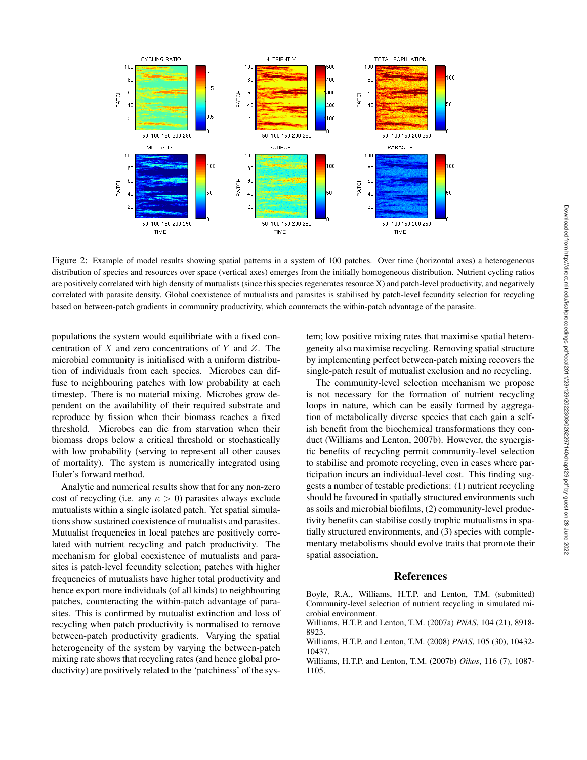CYCLING RATIO

NUTRIENT X

TOTAL POPULATION

MUTUALIST

SOURCE

PARASITE

PATCH

TIME

Figure 2: Example of model results showing spatial patterns in a system of 100 patches. Over time (horizontal axes) a heterogeneous distribution of species and resources over space (vertical axes) emerges from the initially homogeneous distribution. Nutrient cycling ratios are positively correlated with high density of mutualists (since this species regenerates resource X) and patch-level productivity, and negatively correlated with parasite density. Global coexistence of mutualists and parasites is stabilised by patch-level fecundity selection for recycling based on between-patch gradients in community productivity, which counteracts the within-patch advantage of the parasite.

populations the system would equilibriate with a fixed concentration of $X$ and zero concentrations of $Y$ and $Z$. The microbial community is initialised with a uniform distribution of individuals from each species. Microbes can diffuse to neighbouring patches with low probability at each timestep. There is no material mixing. Microbes grow dependent on the availability of their required substrate and reproduce by fission when their biomass reaches a fixed threshold. Microbes can die from starvation when their biomass drops below a critical threshold or stochastically with low probability (serving to represent all other causes of mortality). The system is numerically integrated using Euler's forward method.

Analytic and numerical results show that for any non-zero cost of recycling (i.e. any $\kappa > 0$) parasites always exclude mutualists within a single isolated patch. Yet spatial simulations show sustained coexistence of mutualists and parasites. Mutualist frequencies in local patches are positively correlated with nutrient recycling and patch productivity. The mechanism for global coexistence of mutualists and parasites is patch-level fecundity selection; patches with higher frequencies of mutualists have higher total productivity and hence export more individuals (of all kinds) to neighbouring patches, counteracting the within-patch advantage of parasites. This is confirmed by mutualist extinction and loss of recycling when patch productivity is normalised to remove between-patch productivity gradients. Varying the spatial heterogeneity of the system by varying the between-patch mixing rate shows that recycling rates (and hence global productivity) are positively related to the 'patchiness' of the system; low positive mixing rates that maximise spatial heterogeneity also maximise recycling. Removing spatial structure by implementing perfect between-patch mixing recovers the single-patch result of mutualist exclusion and no recycling.

The community-level selection mechanism we propose is not necessary for the formation of nutrient recycling loops in nature, which can be easily formed by aggregation of metabolically diverse species that each gain a selfish benefit from the biochemical transformations they conduct (Williams and Lenton, 2007b). However, the synergistic benefits of recycling permit community-level selection to stabilise and promote recycling, even in cases where participation incurs an individual-level cost. This finding suggests a number of testable predictions: (1) nutrient recycling should be favoured in spatially structured environments such as soils and microbial biofilms, (2) community-level productivity benefits can stabilise costly trophic mutualisms in spatially structured environments, and (3) species with complementary metabolisms should evolve traits that promote their spatial association.

## References

Boyle, R.A., Williams, H.T.P. and Lenton, T.M. (submitted) Community-level selection of nutrient recycling in simulated microbial environment.

Williams, H.T.P. and Lenton, T.M. (2007a) *PNAS*, 104 (21), 8918-8923.

Williams, H.T.P. and Lenton, T.M. (2008) *PNAS*, 105 (30), 10432-10437.

Williams, H.T.P. and Lenton, T.M. (2007b) *Oikos*, 116 (7), 1087-1105.